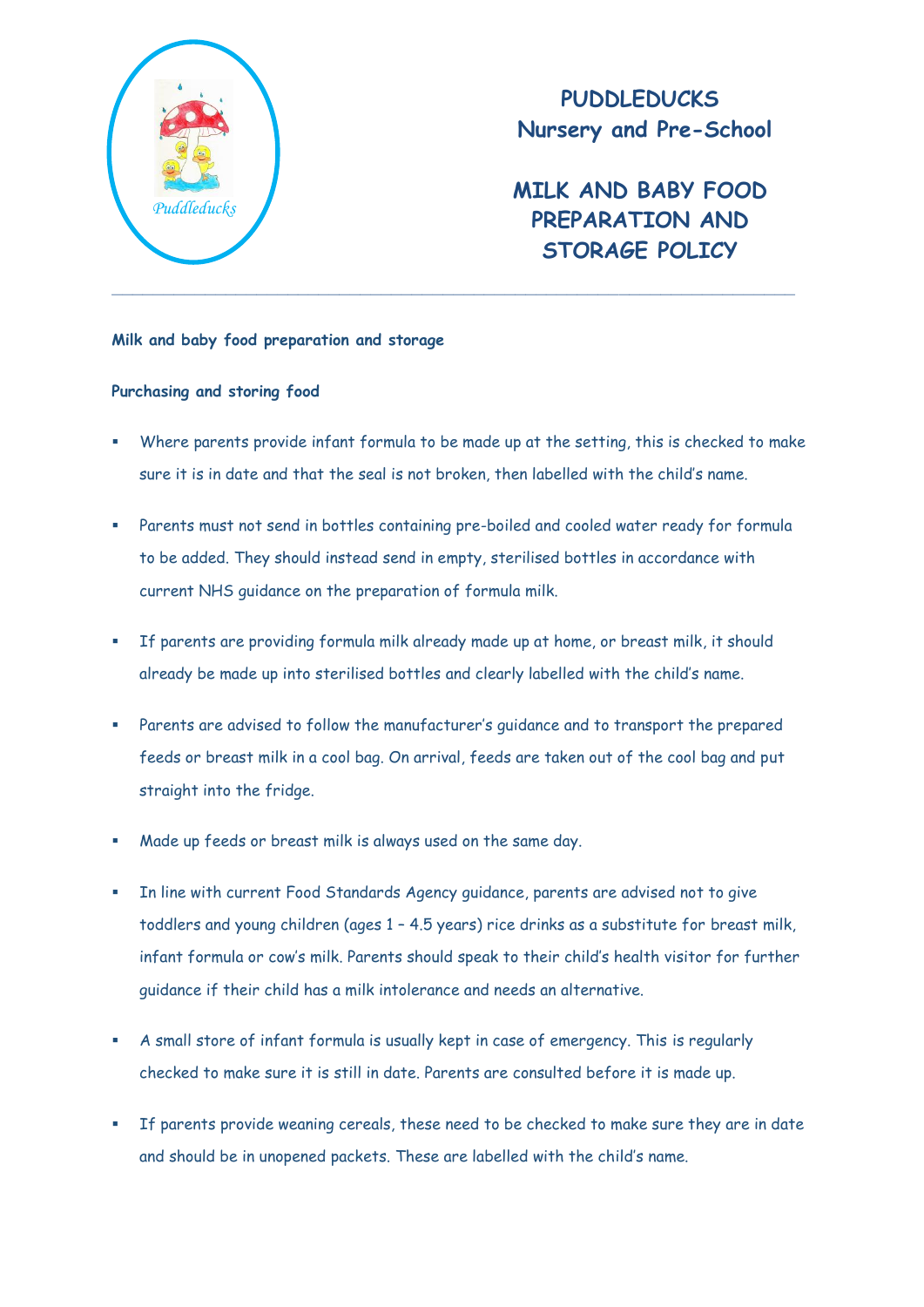# PUDDLEDUCKS
## Nursery and Pre-School

# MILK AND BABY FOOD PREPARATION AND STORAGE POLICY

---

**Milk and baby food preparation and storage**

**Purchasing and storing food**

- Where parents provide infant formula to be made up at the setting, this is checked to make sure it is in date and that the seal is not broken, then labelled with the child's name.
- Parents must not send in bottles containing pre-boiled and cooled water ready for formula to be added. They should instead send in empty, sterilised bottles in accordance with current NHS guidance on the preparation of formula milk.
- If parents are providing formula milk already made up at home, or breast milk, it should already be made up into sterilised bottles and clearly labelled with the child's name.
- Parents are advised to follow the manufacturer's guidance and to transport the prepared feeds or breast milk in a cool bag. On arrival, feeds are taken out of the cool bag and put straight into the fridge.
- Made up feeds or breast milk is always used on the same day.
- In line with current Food Standards Agency guidance, parents are advised not to give toddlers and young children (ages 1 – 4.5 years) rice drinks as a substitute for breast milk, infant formula or cow's milk. Parents should speak to their child's health visitor for further guidance if their child has a milk intolerance and needs an alternative.
- A small store of infant formula is usually kept in case of emergency. This is regularly checked to make sure it is still in date. Parents are consulted before it is made up.
- If parents provide weaning cereals, these need to be checked to make sure they are in date and should be in unopened packets. These are labelled with the child's name.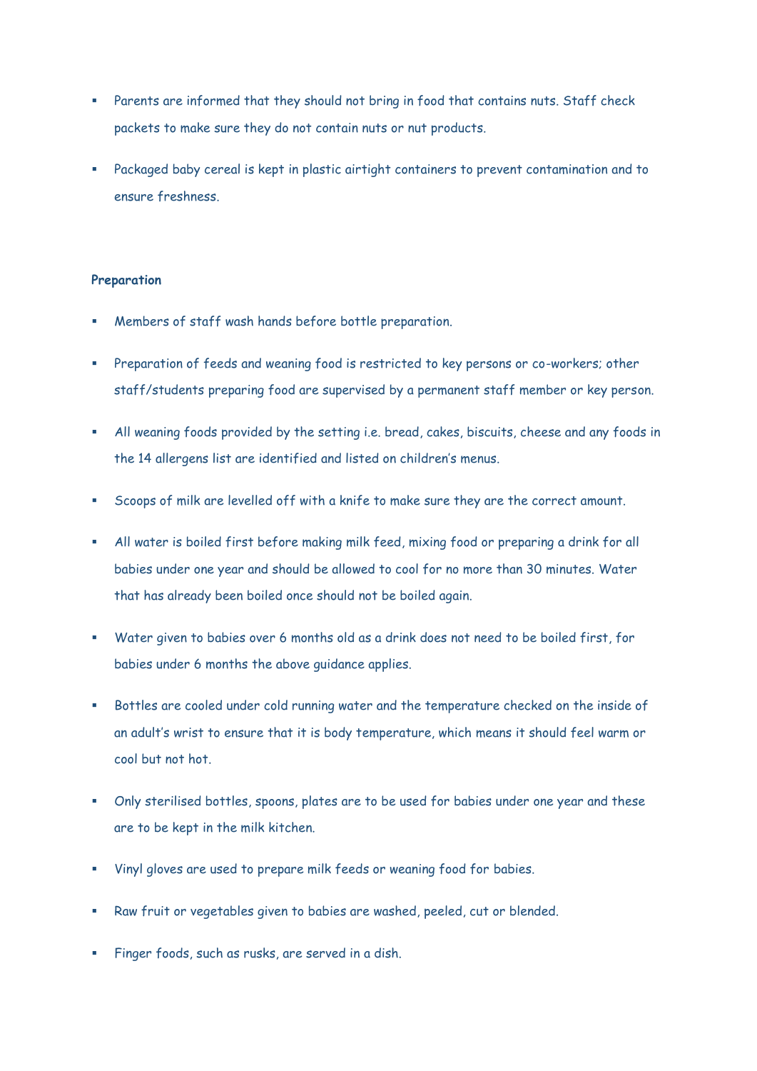- Parents are informed that they should not bring in food that contains nuts. Staff check packets to make sure they do not contain nuts or nut products.
- Packaged baby cereal is kept in plastic airtight containers to prevent contamination and to ensure freshness.

**Preparation**

- Members of staff wash hands before bottle preparation.
- Preparation of feeds and weaning food is restricted to key persons or co-workers; other staff/students preparing food are supervised by a permanent staff member or key person.
- All weaning foods provided by the setting i.e. bread, cakes, biscuits, cheese and any foods in the 14 allergens list are identified and listed on children's menus.
- Scoops of milk are levelled off with a knife to make sure they are the correct amount.
- All water is boiled first before making milk feed, mixing food or preparing a drink for all babies under one year and should be allowed to cool for no more than 30 minutes. Water that has already been boiled once should not be boiled again.
- Water given to babies over 6 months old as a drink does not need to be boiled first, for babies under 6 months the above guidance applies.
- Bottles are cooled under cold running water and the temperature checked on the inside of an adult's wrist to ensure that it is body temperature, which means it should feel warm or cool but not hot.
- Only sterilised bottles, spoons, plates are to be used for babies under one year and these are to be kept in the milk kitchen.
- Vinyl gloves are used to prepare milk feeds or weaning food for babies.
- Raw fruit or vegetables given to babies are washed, peeled, cut or blended.
- Finger foods, such as rusks, are served in a dish.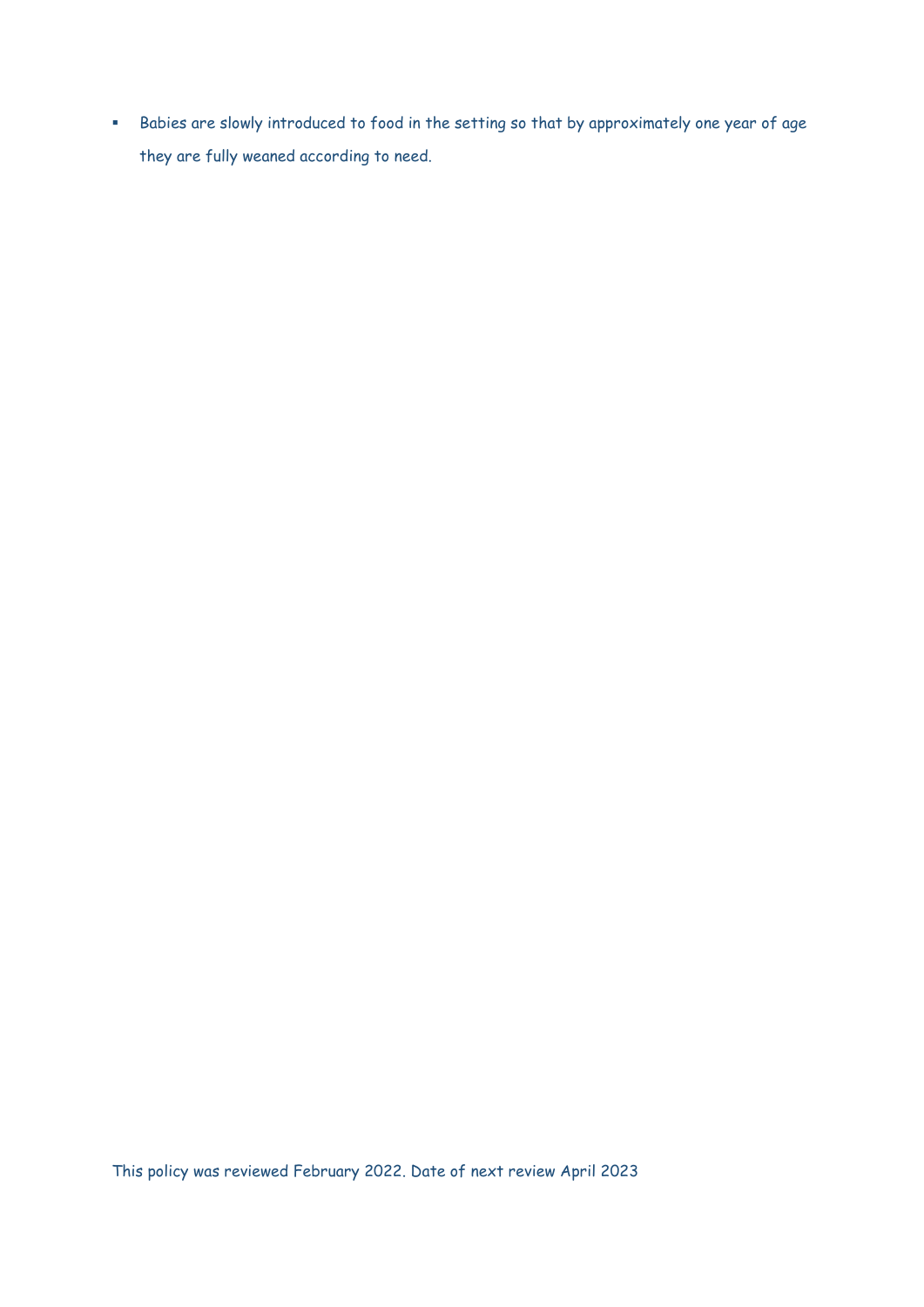- Babies are slowly introduced to food in the setting so that by approximately one year of age they are fully weaned according to need.

This policy was reviewed February 2022. Date of next review April 2023